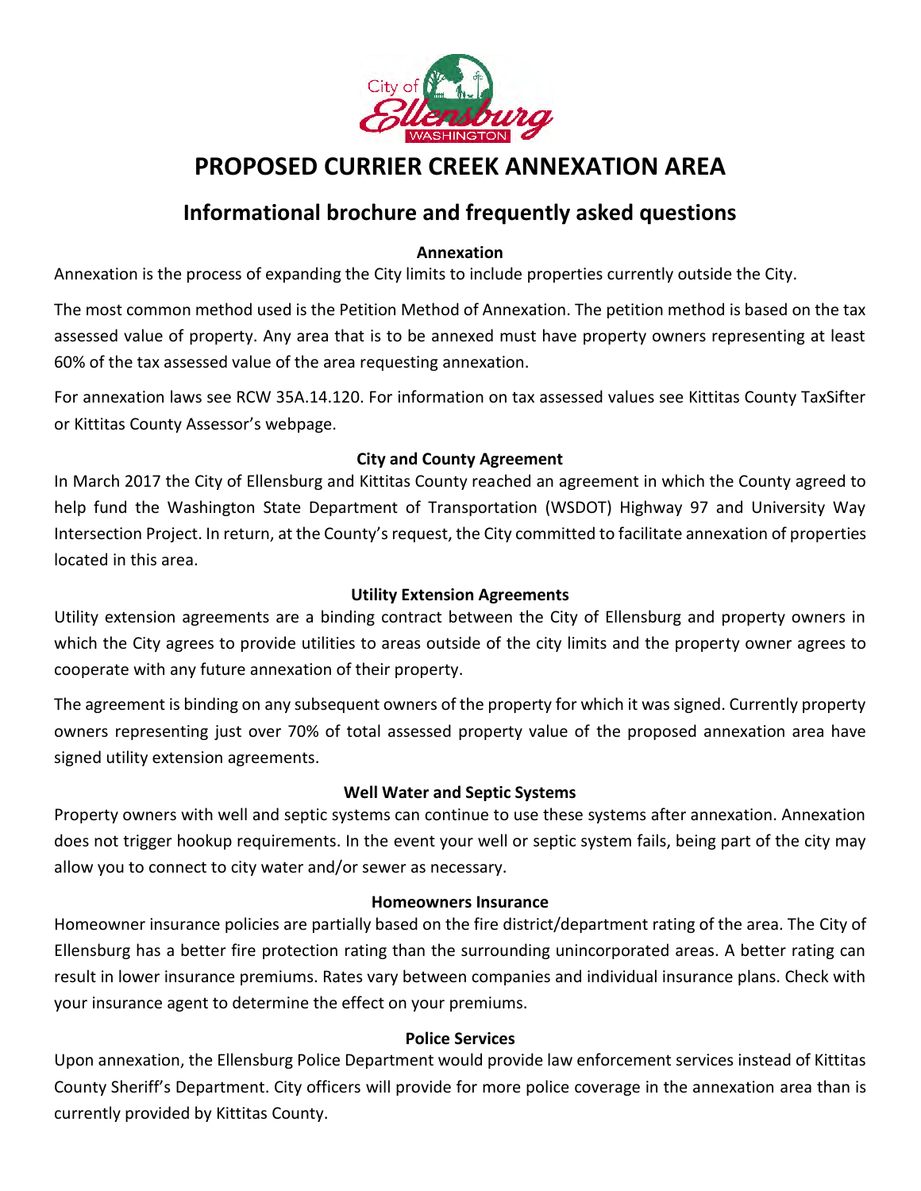# PROPOSED CURRIER CREEK ANNEXATION AREA

## Informational brochure and frequently asked questions

### Annexation

Annexation is the process of expanding the City limits to include properties currently outside the City.

The most common method used is the Petition Method of Annexation. The petition method is based on the tax assessed value of property. Any area that is to be annexed must have property owners representing at least 60% of the tax assessed value of the area requesting annexation.

For annexation laws see RCW 35A.14.120. For information on tax assessed values see Kittitas County TaxSifter or Kittitas County Assessor's webpage.

### City and County Agreement

In March 2017 the City of Ellensburg and Kittitas County reached an agreement in which the County agreed to help fund the Washington State Department of Transportation (WSDOT) Highway 97 and University Way Intersection Project. In return, at the County's request, the City committed to facilitate annexation of properties located in this area.

### Utility Extension Agreements

Utility extension agreements are a binding contract between the City of Ellensburg and property owners in which the City agrees to provide utilities to areas outside of the city limits and the property owner agrees to cooperate with any future annexation of their property.

The agreement is binding on any subsequent owners of the property for which it was signed. Currently property owners representing just over 70% of total assessed property value of the proposed annexation area have signed utility extension agreements.

### Well Water and Septic Systems

Property owners with well and septic systems can continue to use these systems after annexation. Annexation does not trigger hookup requirements. In the event your well or septic system fails, being part of the city may allow you to connect to city water and/or sewer as necessary.

### Homeowners Insurance

Homeowner insurance policies are partially based on the fire district/department rating of the area. The City of Ellensburg has a better fire protection rating than the surrounding unincorporated areas. A better rating can result in lower insurance premiums. Rates vary between companies and individual insurance plans. Check with your insurance agent to determine the effect on your premiums.

### Police Services

Upon annexation, the Ellensburg Police Department would provide law enforcement services instead of Kittitas County Sheriff's Department. City officers will provide for more police coverage in the annexation area than is currently provided by Kittitas County.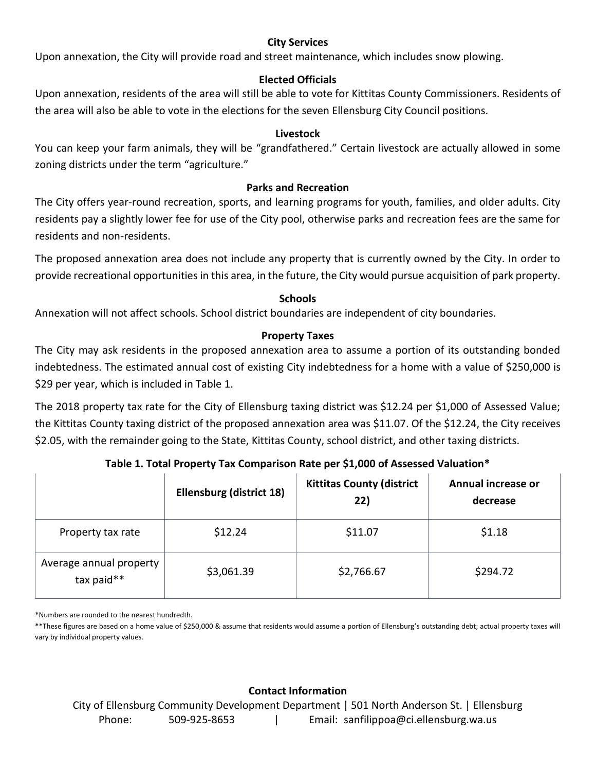### City Services

Upon annexation, the City will provide road and street maintenance, which includes snow plowing.

### Elected Officials

Upon annexation, residents of the area will still be able to vote for Kittitas County Commissioners. Residents of the area will also be able to vote in the elections for the seven Ellensburg City Council positions.

### Livestock

You can keep your farm animals, they will be "grandfathered." Certain livestock are actually allowed in some zoning districts under the term "agriculture."

### Parks and Recreation

The City offers year-round recreation, sports, and learning programs for youth, families, and older adults. City residents pay a slightly lower fee for use of the City pool, otherwise parks and recreation fees are the same for residents and non-residents.

The proposed annexation area does not include any property that is currently owned by the City. In order to provide recreational opportunities in this area, in the future, the City would pursue acquisition of park property.

### Schools

Annexation will not affect schools. School district boundaries are independent of city boundaries.

### Property Taxes

The City may ask residents in the proposed annexation area to assume a portion of its outstanding bonded indebtedness. The estimated annual cost of existing City indebtedness for a home with a value of $250,000 is $29 per year, which is included in Table 1.

The 2018 property tax rate for the City of Ellensburg taxing district was $12.24 per $1,000 of Assessed Value; the Kittitas County taxing district of the proposed annexation area was $11.07. Of the $12.24, the City receives $2.05, with the remainder going to the State, Kittitas County, school district, and other taxing districts.

**Table 1. Total Property Tax Comparison Rate per $1,000 of Assessed Valuation***

| | Ellensburg (district 18) | Kittitas County (district 22) | Annual increase or decrease |
|---|---|---|---|
| Property tax rate | $12.24 | $11.07 | $1.18 |
| Average annual property tax paid** | $3,061.39 | $2,766.67 | $294.72 |

*Numbers are rounded to the nearest hundredth.

**These figures are based on a home value of $250,000 & assume that residents would assume a portion of Ellensburg's outstanding debt; actual property taxes will vary by individual property values.

### Contact Information

City of Ellensburg Community Development Department | 501 North Anderson St. | Ellensburg

Phone: 509-925-8653 | Email: sanfilippoa@ci.ellensburg.wa.us